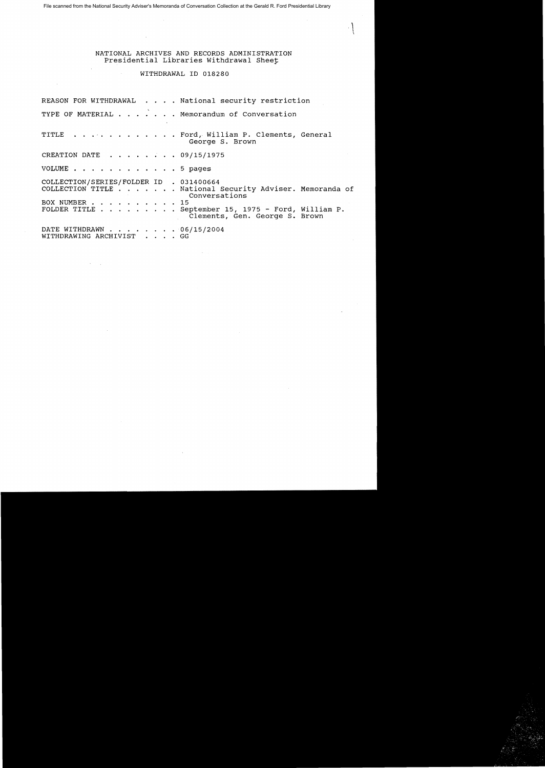File scanned from the National Security Adviser's Memoranda of Conversation Collection at the Gerald R. Ford Presidential Library

NATIONAL ARCHIVES AND RECORDS ADMINISTRATION
Presidential Libraries Withdrawal Sheet

WITHDRAWAL ID 018280

REASON FOR WITHDRAWAL . . . . National security restriction

TYPE OF MATERIAL . . . . . . . Memorandum of Conversation

TITLE . . . . . . . . . . . . Ford, William P. Clements, General George S. Brown

CREATION DATE . . . . . . . . 09/15/1975

VOLUME . . . . . . . . . . . . 5 pages

COLLECTION/SERIES/FOLDER ID . 031400664
COLLECTION TITLE . . . . . . . National Security Adviser. Memoranda of Conversations
BOX NUMBER . . . . . . . . . . 15
FOLDER TITLE . . . . . . . . . September 15, 1975 - Ford, William P. Clements, Gen. George S. Brown

DATE WITHDRAWN . . . . . . . . 06/15/2004
WITHDRAWING ARCHIVIST . . . . GG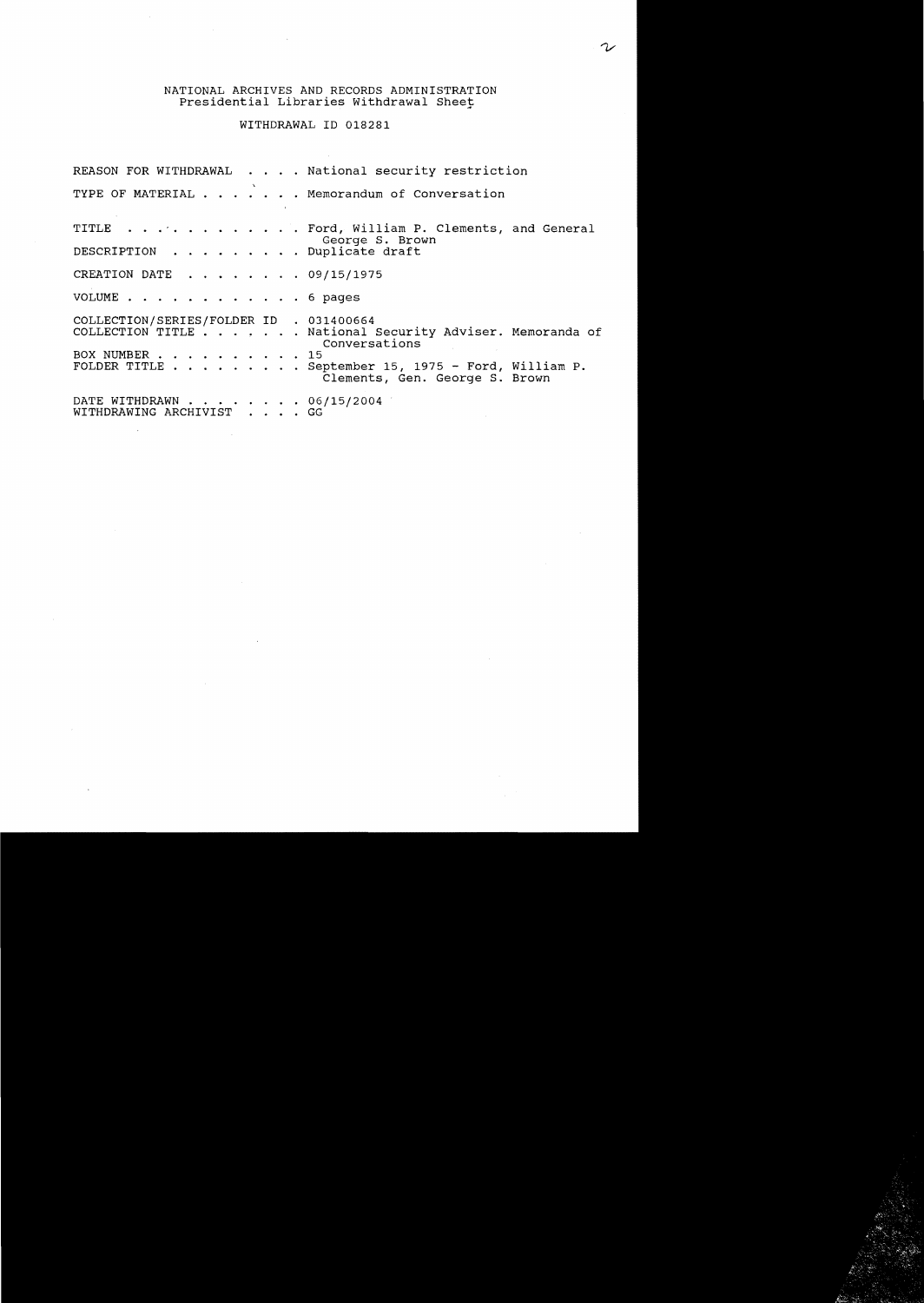NATIONAL ARCHIVES AND RECORDS ADMINISTRATION
Presidential Libraries Withdrawal Sheet

WITHDRAWAL ID 018281

REASON FOR WITHDRAWAL . . . . National security restriction

TYPE OF MATERIAL . . . . . . . Memorandum of Conversation

TITLE . . . . . . . . . . . . Ford, William P. Clements, and General George S. Brown

DESCRIPTION . . . . . . . . . Duplicate draft

CREATION DATE . . . . . . . . 09/15/1975

VOLUME . . . . . . . . . . . . 6 pages

COLLECTION/SERIES/FOLDER ID . 031400664
COLLECTION TITLE . . . . . . . National Security Adviser. Memoranda of Conversations
BOX NUMBER . . . . . . . . . . 15
FOLDER TITLE . . . . . . . . . September 15, 1975 - Ford, William P. Clements, Gen. George S. Brown

DATE WITHDRAWN . . . . . . . . 06/15/2004
WITHDRAWING ARCHIVIST . . . . GG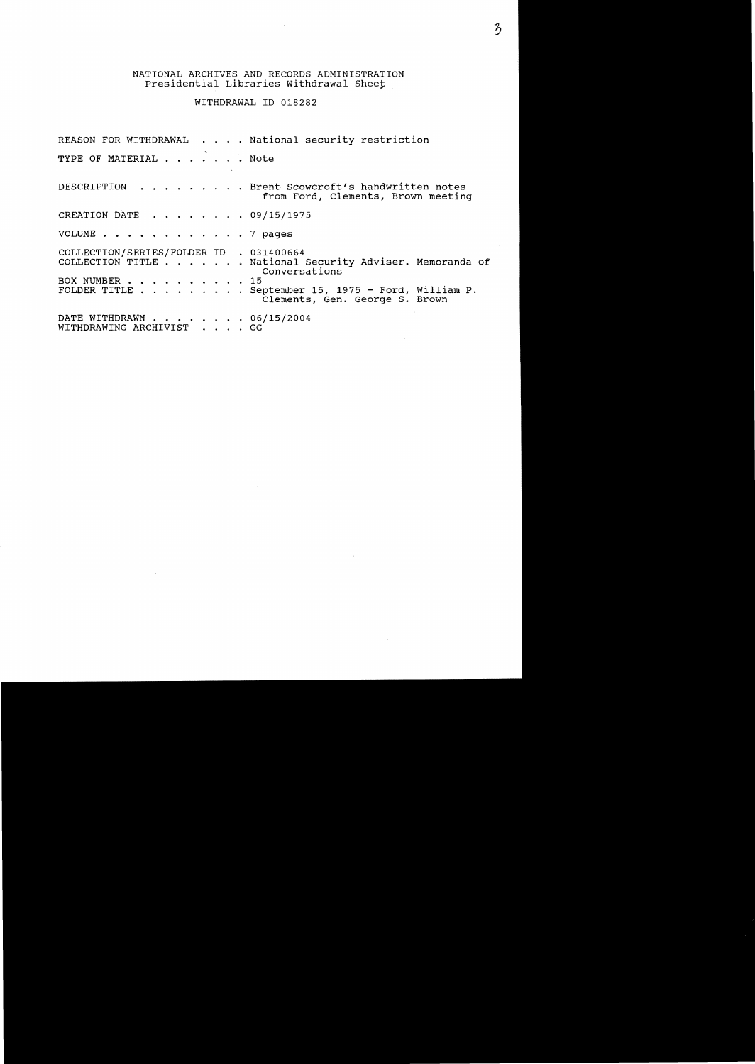NATIONAL ARCHIVES AND RECORDS ADMINISTRATION
Presidential Libraries Withdrawal Sheet

WITHDRAWAL ID 018282

REASON FOR WITHDRAWAL . . . . National security restriction

TYPE OF MATERIAL . . . . . . . Note

DESCRIPTION . . . . . . . . . Brent Scowcroft's handwritten notes from Ford, Clements, Brown meeting

CREATION DATE . . . . . . . . 09/15/1975

VOLUME . . . . . . . . . . . . 7 pages

COLLECTION/SERIES/FOLDER ID . 031400664
COLLECTION TITLE . . . . . . . National Security Adviser. Memoranda of Conversations
BOX NUMBER . . . . . . . . . . 15
FOLDER TITLE . . . . . . . . . September 15, 1975 - Ford, William P. Clements, Gen. George S. Brown

DATE WITHDRAWN . . . . . . . . 06/15/2004
WITHDRAWING ARCHIVIST . . . . GG